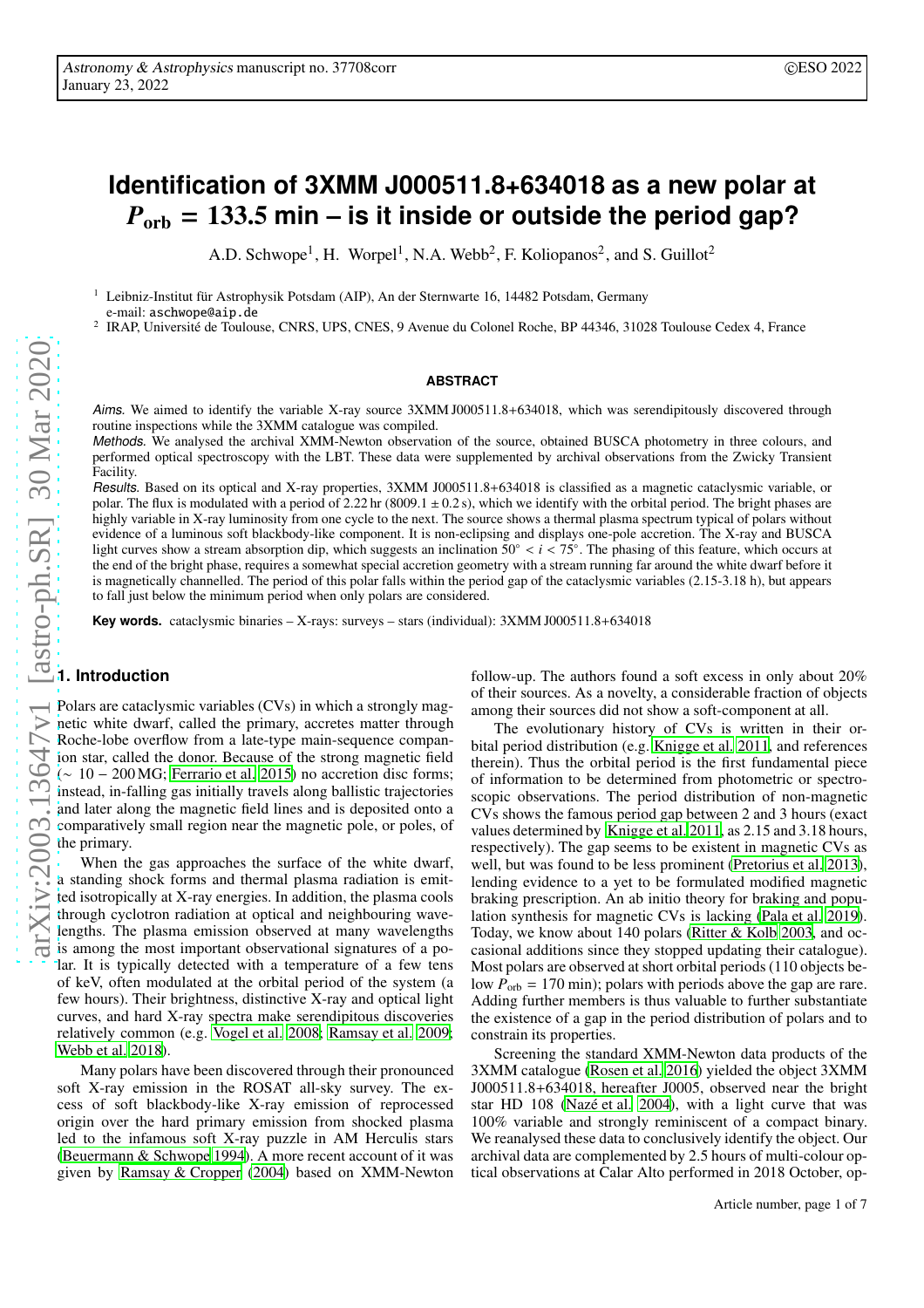# Identification of 3XMM J000511.8+634018 as a new polar at $P_{\rm orb}$ = 133.5 min – is it inside or outside the period gap?

A.D. Schwope[1], H. Worpel[1], N.A. Webb[2], F. Koliopanos[2], and S. Guillot[2]

[1] Leibniz-Institut für Astrophysik Potsdam (AIP), An der Sternwarte 16, 14482 Potsdam, Germany
e-mail: aschwope@aip.de

[2] IRAP, Université de Toulouse, CNRS, UPS, CNES, 9 Avenue du Colonel Roche, BP 44346, 31028 Toulouse Cedex 4, France

## ABSTRACT

*Aims.* We aimed to identify the variable X-ray source 3XMM J000511.8+634018, which was serendipitously discovered through routine inspections while the 3XMM catalogue was compiled.

*Methods.* We analysed the archival XMM-Newton observation of the source, obtained BUSCA photometry in three colours, and performed optical spectroscopy with the LBT. These data were supplemented by archival observations from the Zwicky Transient Facility.

*Results.* Based on its optical and X-ray properties, 3XMM J000511.8+634018 is classified as a magnetic cataclysmic variable, or polar. The flux is modulated with a period of 2.22 hr (8009.1 ± 0.2 s), which we identify with the orbital period. The bright phases are highly variable in X-ray luminosity from one cycle to the next. The source shows a thermal plasma spectrum typical of polars without evidence of a luminous soft blackbody-like component. It is non-eclipsing and displays one-pole accretion. The X-ray and BUSCA light curves show a stream absorption dip, which suggests an inclination $50^\circ < i < 75^\circ$. The phasing of this feature, which occurs at the end of the bright phase, requires a somewhat special accretion geometry with a stream running far around the white dwarf before it is magnetically channelled. The period of this polar falls within the period gap of the cataclysmic variables (2.15-3.18 h), but appears to fall just below the minimum period when only polars are considered.

**Key words.** cataclysmic binaries – X-rays: surveys – stars (individual): 3XMM J000511.8+634018

## 1. Introduction

Polars are cataclysmic variables (CVs) in which a strongly magnetic white dwarf, called the primary, accretes matter through Roche-lobe overflow from a late-type main-sequence companion star, called the donor. Because of the strong magnetic field ($\sim 10-200$ MG; Ferrario et al. 2015) no accretion disc forms; instead, in-falling gas initially travels along ballistic trajectories and later along the magnetic field lines and is deposited onto a comparatively small region near the magnetic pole, or poles, of the primary.

When the gas approaches the surface of the white dwarf, a standing shock forms and thermal plasma radiation is emitted isotropically at X-ray energies. In addition, the plasma cools through cyclotron radiation at optical and neighbouring wavelengths. The plasma emission observed at many wavelengths is among the most important observational signatures of a polar. It is typically detected with a temperature of a few tens of keV, often modulated at the orbital period of the system (a few hours). Their brightness, distinctive X-ray and optical light curves, and hard X-ray spectra make serendipitous discoveries relatively common (e.g. Vogel et al. 2008; Ramsay et al. 2009; Webb et al. 2018).

Many polars have been discovered through their pronounced soft X-ray emission in the ROSAT all-sky survey. The excess of soft blackbody-like X-ray emission of reprocessed origin over the hard primary emission from shocked plasma led to the infamous soft X-ray puzzle in AM Herculis stars (Beuermann & Schwope 1994). A more recent account of it was given by Ramsay & Cropper (2004) based on XMM-Newton follow-up. The authors found a soft excess in only about 20% of their sources. As a novelty, a considerable fraction of objects among their sources did not show a soft-component at all.

The evolutionary history of CVs is written in their orbital period distribution (e.g. Knigge et al. 2011, and references therein). Thus the orbital period is the first fundamental piece of information to be determined from photometric or spectroscopic observations. The period distribution of non-magnetic CVs shows the famous period gap between 2 and 3 hours (exact values determined by Knigge et al. 2011, as 2.15 and 3.18 hours, respectively). The gap seems to be existent in magnetic CVs as well, but was found to be less prominent (Pretorius et al. 2013), lending evidence to a yet to be formulated modified magnetic braking prescription. An ab initio theory for braking and population synthesis for magnetic CVs is lacking (Pala et al. 2019). Today, we know about 140 polars (Ritter & Kolb 2003, and occasional additions since they stopped updating their catalogue). Most polars are observed at short orbital periods (110 objects below $P_{\rm orb}$ = 170 min); polars with periods above the gap are rare. Adding further members is thus valuable to further substantiate the existence of a gap in the period distribution of polars and to constrain its properties.

Screening the standard XMM-Newton data products of the 3XMM catalogue (Rosen et al. 2016) yielded the object 3XMM J000511.8+634018, hereafter J0005, observed near the bright star HD 108 (Nazé et al. 2004), with a light curve that was 100% variable and strongly reminiscent of a compact binary. We reanalysed these data to conclusively identify the object. Our archival data are complemented by 2.5 hours of multi-colour optical observations at Calar Alto performed in 2018 October, op-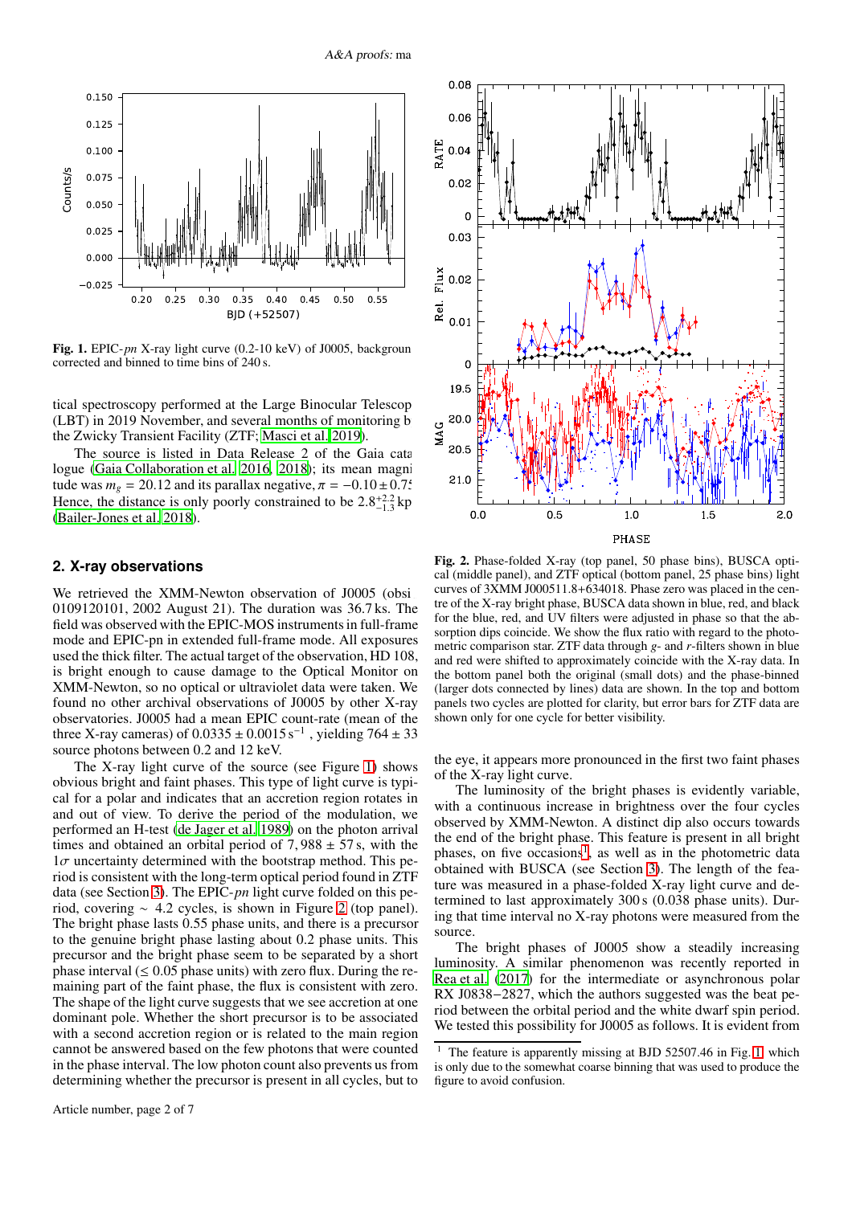Fig. 1. EPIC-*pn* X-ray light curve (0.2-10 keV) of J0005, background corrected and binned to time bins of 240 s.

tical spectroscopy performed at the Large Binocular Telescope (LBT) in 2019 November, and several months of monitoring by the Zwicky Transient Facility (ZTF; Masci et al. 2019).

The source is listed in Data Release 2 of the Gaia catalogue (Gaia Collaboration et al. 2016, 2018); its mean magnitude was $m_g = 20.12$ and its parallax negative, $\pi = -0.10 \pm 0.75$. Hence, the distance is only poorly constrained to be $2.8^{+2.2}_{-1.3}$ kpc (Bailer-Jones et al. 2018).

## 2. X-ray observations

We retrieved the XMM-Newton observation of J0005 (obsid 0109120101, 2002 August 21). The duration was 36.7 ks. The field was observed with the EPIC-MOS instruments in full-frame mode and EPIC-pn in extended full-frame mode. All exposures used the thick filter. The actual target of the observation, HD 108, is bright enough to cause damage to the Optical Monitor on XMM-Newton, so no optical or ultraviolet data were taken. We found no other archival observations of J0005 by other X-ray observatories. J0005 had a mean EPIC count-rate (mean of the three X-ray cameras) of $0.0335 \pm 0.0015\,\mathrm{s}^{-1}$ , yielding $764 \pm 33$ source photons between 0.2 and 12 keV.

The X-ray light curve of the source (see Figure 1) shows obvious bright and faint phases. This type of light curve is typical for a polar and indicates that an accretion region rotates in and out of view. To derive the period of the modulation, we performed an H-test (de Jager et al. 1989) on the photon arrival times and obtained an orbital period of $7,988 \pm 57$ s, with the $1\sigma$ uncertainty determined with the bootstrap method. This period is consistent with the long-term optical period found in ZTF data (see Section 3). The EPIC-*pn* light curve folded on this period, covering $\sim$ 4.2 cycles, is shown in Figure 2 (top panel). The bright phase lasts 0.55 phase units, and there is a precursor to the genuine bright phase lasting about 0.2 phase units. This precursor and the bright phase seem to be separated by a short phase interval ($\leq 0.05$ phase units) with zero flux. During the remaining part of the faint phase, the flux is consistent with zero. The shape of the light curve suggests that we see accretion at one dominant pole. Whether the short precursor is to be associated with a second accretion region or is related to the main region cannot be answered based on the few photons that were counted in the phase interval. The low photon count also prevents us from determining whether the precursor is present in all cycles, but to the eye, it appears more pronounced in the first two faint phases of the X-ray light curve.

Fig. 2. Phase-folded X-ray (top panel, 50 phase bins), BUSCA optical (middle panel), and ZTF optical (bottom panel, 25 phase bins) light curves of 3XMM J000511.8+634018. Phase zero was placed in the centre of the X-ray bright phase, BUSCA data shown in blue, red, and black for the blue, red, and UV filters were adjusted in phase so that the absorption dips coincide. We show the flux ratio with regard to the photometric comparison star. ZTF data through *g*- and *r*-filters shown in blue and red were shifted to approximately coincide with the X-ray data. In the bottom panel both the original (small dots) and the phase-binned (larger dots connected by lines) data are shown. In the top and bottom panels two cycles are plotted for clarity, but error bars for ZTF data are shown only for one cycle for better visibility.

The luminosity of the bright phases is evidently variable, with a continuous increase in brightness over the four cycles observed by XMM-Newton. A distinct dip also occurs towards the end of the bright phase. This feature is present in all bright phases, on five occasions[1], as well as in the photometric data obtained with BUSCA (see Section 3). The length of the feature was measured in a phase-folded X-ray light curve and determined to last approximately 300 s (0.038 phase units). During that time interval no X-ray photons were measured from the source.

The bright phases of J0005 show a steadily increasing luminosity. A similar phenomenon was recently reported in Rea et al. (2017) for the intermediate or asynchronous polar RX J0838−2827, which the authors suggested was the beat period between the orbital period and the white dwarf spin period. We tested this possibility for J0005 as follows. It is evident from

[1] The feature is apparently missing at BJD 52507.46 in Fig. 1, which is only due to the somewhat coarse binning that was used to produce the figure to avoid confusion.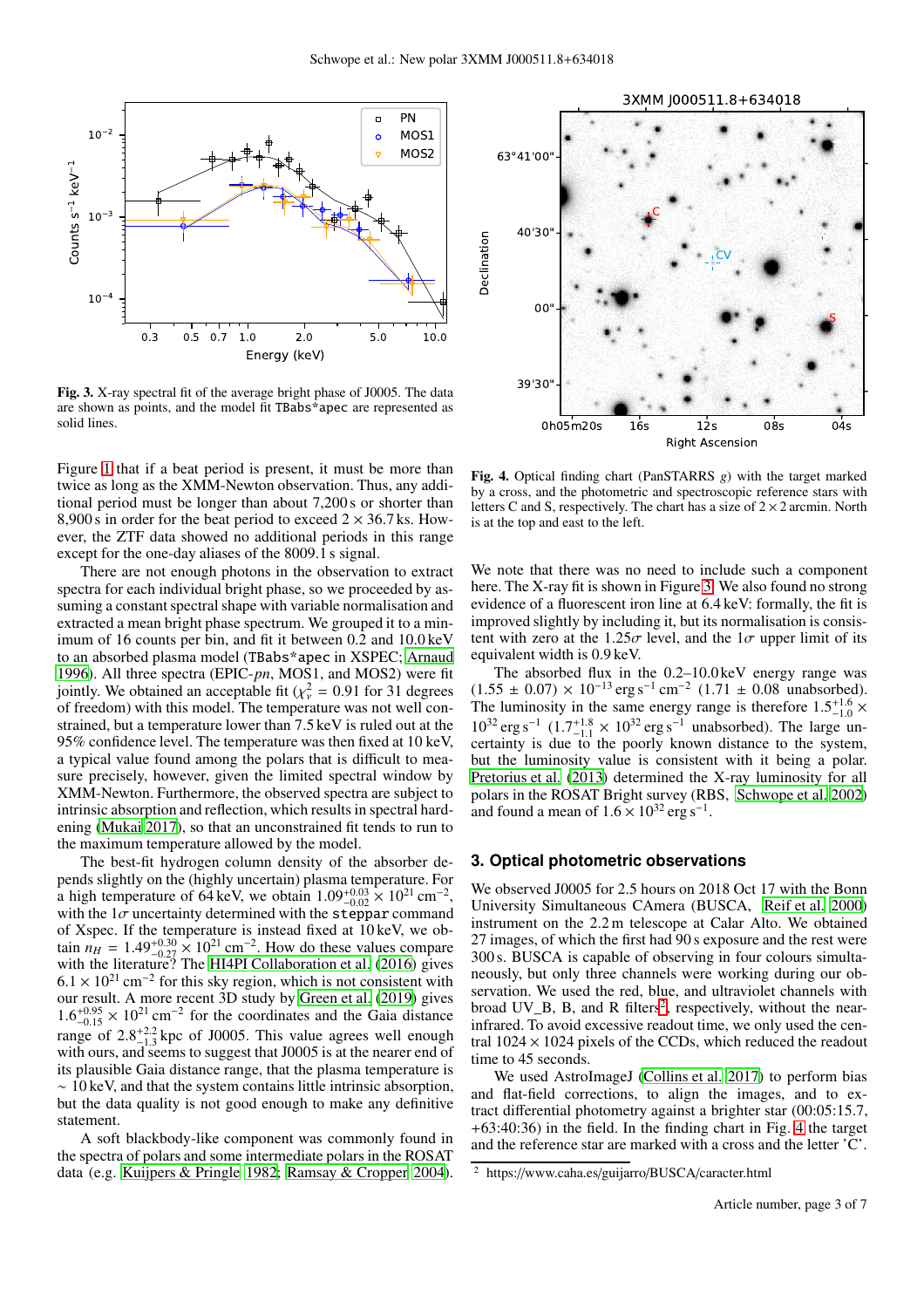**Fig. 3.** X-ray spectral fit of the average bright phase of J0005. The data are shown as points, and the model fit `TBabs*apec` are represented as solid lines.

**Fig. 4.** Optical finding chart (PanSTARRS $g$) with the target marked by a cross, and the photometric and spectroscopic reference stars with letters C and S, respectively. The chart has a size of $2 \times 2$ arcmin. North is at the top and east to the left.

Figure 1 that if a beat period is present, it must be more than twice as long as the XMM-Newton observation. Thus, any additional period must be longer than about 7,200 s or shorter than 8,900 s in order for the beat period to exceed $2 \times 36.7$ ks. However, the ZTF data showed no additional periods in this range except for the one-day aliases of the 8009.1 s signal.

There are not enough photons in the observation to extract spectra for each individual bright phase, so we proceeded by assuming a constant spectral shape with variable normalisation and extracted a mean bright phase spectrum. We grouped it to a minimum of 16 counts per bin, and fit it between 0.2 and 10.0 keV to an absorbed plasma model (`TBabs*apec` in XSPEC; Arnaud 1996). All three spectra (EPIC-*pn*, MOS1, and MOS2) were fit jointly. We obtained an acceptable fit ($\chi^2_\nu = 0.91$ for 31 degrees of freedom) with this model. The temperature was not well constrained, but a temperature lower than 7.5 keV is ruled out at the 95% confidence level. The temperature was then fixed at 10 keV, a typical value found among the polars that is difficult to measure precisely, however, given the limited spectral window by XMM-Newton. Furthermore, the observed spectra are subject to intrinsic absorption and reflection, which results in spectral hardening (Mukai 2017), so that an unconstrained fit tends to run to the maximum temperature allowed by the model.

The best-fit hydrogen column density of the absorber depends slightly on the (highly uncertain) plasma temperature. For a high temperature of 64 keV, we obtain $1.09^{+0.03}_{-0.02} \times 10^{21}$ cm$^{-2}$, with the $1\sigma$ uncertainty determined with the `steppar` command of Xspec. If the temperature is instead fixed at 10 keV, we obtain $n_H = 1.49^{+0.30}_{-0.27} \times 10^{21}$ cm$^{-2}$. How do these values compare with the literature? The HI4PI Collaboration et al. (2016) gives $6.1 \times 10^{21}$ cm$^{-2}$ for this sky region, which is not consistent with our result. A more recent 3D study by Green et al. (2019) gives $1.6^{+0.95}_{-0.15} \times 10^{21}$ cm$^{-2}$ for the coordinates and the Gaia distance range of $2.8^{+2.2}_{-1.3}$ kpc of J0005. This value agrees well enough with ours, and seems to suggest that J0005 is at the nearer end of its plausible Gaia distance range, that the plasma temperature is $\sim 10$ keV, and that the system contains little intrinsic absorption, but the data quality is not good enough to make any definitive statement.

A soft blackbody-like component was commonly found in the spectra of polars and some intermediate polars in the ROSAT data (e.g. Kuijpers & Pringle 1982; Ramsay & Cropper 2004). We note that there was no need to include such a component here. The X-ray fit is shown in Figure 3. We also found no strong evidence of a fluorescent iron line at 6.4 keV: formally, the fit is improved slightly by including it, but its normalisation is consistent with zero at the $1.25\sigma$ level, and the $1\sigma$ upper limit of its equivalent width is 0.9 keV.

The absorbed flux in the 0.2–10.0 keV energy range was $(1.55 \pm 0.07) \times 10^{-13}$ erg s$^{-1}$ cm$^{-2}$ $(1.71 \pm 0.08$ unabsorbed). The luminosity in the same energy range is therefore $1.5^{+1.6}_{-1.0} \times 10^{32}$ erg s$^{-1}$ $(1.7^{+1.8}_{-1.1} \times 10^{32}$ erg s$^{-1}$ unabsorbed). The large uncertainty is due to the poorly known distance to the system, but the luminosity value is consistent with it being a polar. Pretorius et al. (2013) determined the X-ray luminosity for all polars in the ROSAT Bright survey (RBS, Schwope et al. 2002) and found a mean of $1.6 \times 10^{32}$ erg s$^{-1}$.

## 3. Optical photometric observations

We observed J0005 for 2.5 hours on 2018 Oct 17 with the Bonn University Simultaneous CAmera (BUSCA, Reif et al. 2000) instrument on the 2.2 m telescope at Calar Alto. We obtained 27 images, of which the first had 90 s exposure and the rest were 300 s. BUSCA is capable of observing in four colours simultaneously, but only three channels were working during our observation. We used the red, blue, and ultraviolet channels with broad UV_B, B, and R filters[2], respectively, without the near-infrared. To avoid excessive readout time, we only used the central $1024 \times 1024$ pixels of the CCDs, which reduced the readout time to 45 seconds.

We used AstroImageJ (Collins et al. 2017) to perform bias and flat-field corrections, to align the images, and to extract differential photometry against a brighter star (00:05:15.7, +63:40:36) in the field. In the finding chart in Fig. 4 the target and the reference star are marked with a cross and the letter 'C'.

[2] https://www.caha.es/guijarro/BUSCA/caracter.html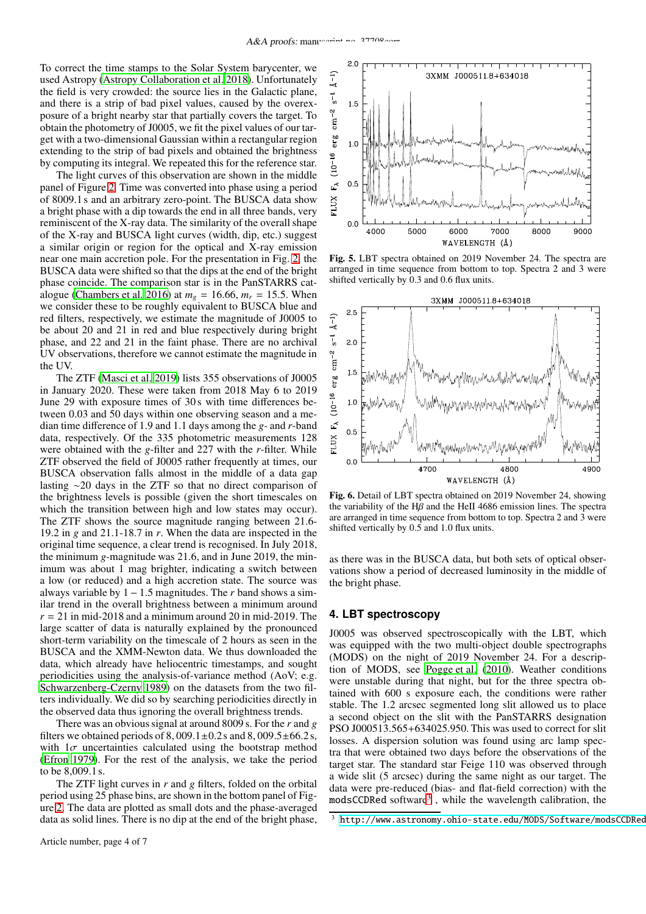To correct the time stamps to the Solar System barycenter, we used Astropy (Astropy Collaboration et al. 2018). Unfortunately the field is very crowded: the source lies in the Galactic plane, and there is a strip of bad pixel values, caused by the overexposure of a bright nearby star that partially covers the target. To obtain the photometry of J0005, we fit the pixel values of our target with a two-dimensional Gaussian within a rectangular region extending to the strip of bad pixels and obtained the brightness by computing its integral. We repeated this for the reference star.

The light curves of this observation are shown in the middle panel of Figure 2. Time was converted into phase using a period of 8009.1 s and an arbitrary zero-point. The BUSCA data show a bright phase with a dip towards the end in all three bands, very reminiscent of the X-ray data. The similarity of the overall shape of the X-ray and BUSCA light curves (width, dip, etc.) suggest a similar origin or region for the optical and X-ray emission near one main accretion pole. For the presentation in Fig. 2, the BUSCA data were shifted so that the dips at the end of the bright phase coincide. The comparison star is in the PanSTARRS catalogue (Chambers et al. 2016) at $m_g = 16.66$, $m_r = 15.5$. When we consider these to be roughly equivalent to BUSCA blue and red filters, respectively, we estimate the magnitude of J0005 to be about 20 and 21 in red and blue respectively during bright phase, and 22 and 21 in the faint phase. There are no archival UV observations, therefore we cannot estimate the magnitude in the UV.

The ZTF (Masci et al. 2019) lists 355 observations of J0005 in January 2020. These were taken from 2018 May 6 to 2019 June 29 with exposure times of 30 s with time differences between 0.03 and 50 days within one observing season and a median time difference of 1.9 and 1.1 days among the $g$- and $r$-band data, respectively. Of the 335 photometric measurements 128 were obtained with the $g$-filter and 227 with the $r$-filter. While ZTF observed the field of J0005 rather frequently at times, our BUSCA observation falls almost in the middle of a data gap lasting ~20 days in the ZTF so that no direct comparison of the brightness levels is possible (given the short timescales on which the transition between high and low states may occur). The ZTF shows the source magnitude ranging between 21.6-19.2 in $g$ and 21.1-18.7 in $r$. When the data are inspected in the original time sequence, a clear trend is recognised. In July 2018, the minimum $g$-magnitude was 21.6, and in June 2019, the minimum was about 1 mag brighter, indicating a switch between a low (or reduced) and a high accretion state. The source was always variable by $1-1.5$ magnitudes. The $r$ band shows a similar trend in the overall brightness between a minimum around $r = 21$ in mid-2018 and a minimum around 20 in mid-2019. The large scatter of data is naturally explained by the pronounced short-term variability on the timescale of 2 hours as seen in the BUSCA and the XMM-Newton data. We thus downloaded the data, which already have heliocentric timestamps, and sought periodicities using the analysis-of-variance method (AoV; e.g. Schwarzenberg-Czerny 1989) on the datasets from the two filters individually. We did so by searching periodicities directly in the observed data thus ignoring the overall brightness trends.

There was an obvious signal at around 8009 s. For the $r$ and $g$ filters we obtained periods of $8,009.1\pm0.2$ s and $8,009.5\pm66.2$ s, with $1\sigma$ uncertainties calculated using the bootstrap method (Efron 1979). For the rest of the analysis, we take the period to be 8,009.1 s.

The ZTF light curves in $r$ and $g$ filters, folded on the orbital period using 25 phase bins, are shown in the bottom panel of Figure 2. The data are plotted as small dots and the phase-averaged data as solid lines. There is no dip at the end of the bright phase, as there was in the BUSCA data, but both sets of optical observations show a period of decreased luminosity in the middle of the bright phase.

**Fig. 5.** LBT spectra obtained on 2019 November 24. The spectra are arranged in time sequence from bottom to top. Spectra 2 and 3 were shifted vertically by 0.3 and 0.6 flux units.

**Fig. 6.** Detail of LBT spectra obtained on 2019 November 24, showing the variability of the H$\beta$ and the HeII 4686 emission lines. The spectra are arranged in time sequence from bottom to top. Spectra 2 and 3 were shifted vertically by 0.5 and 1.0 flux units.

## 4. LBT spectroscopy

J0005 was observed spectroscopically with the LBT, which was equipped with the two multi-object double spectrographs (MODS) on the night of 2019 November 24. For a description of MODS, see Pogge et al. (2010). Weather conditions were unstable during that night, but for the three spectra obtained with 600 s exposure each, the conditions were rather stable. The 1.2 arcsec segmented long slit allowed us to place a second object on the slit with the PanSTARRS designation PSO J000513.565+634025.950. This was used to correct for slit losses. A dispersion solution was found using arc lamp spectra that were obtained two days before the observations of the target star. The standard star Feige 110 was observed through a wide slit (5 arcsec) during the same night as our target. The data were pre-reduced (bias- and flat-field correction) with the modsCCDRed software[3], while the wavelength calibration, the

[3] http://www.astronomy.ohio-state.edu/MODS/Software/modsCCDRed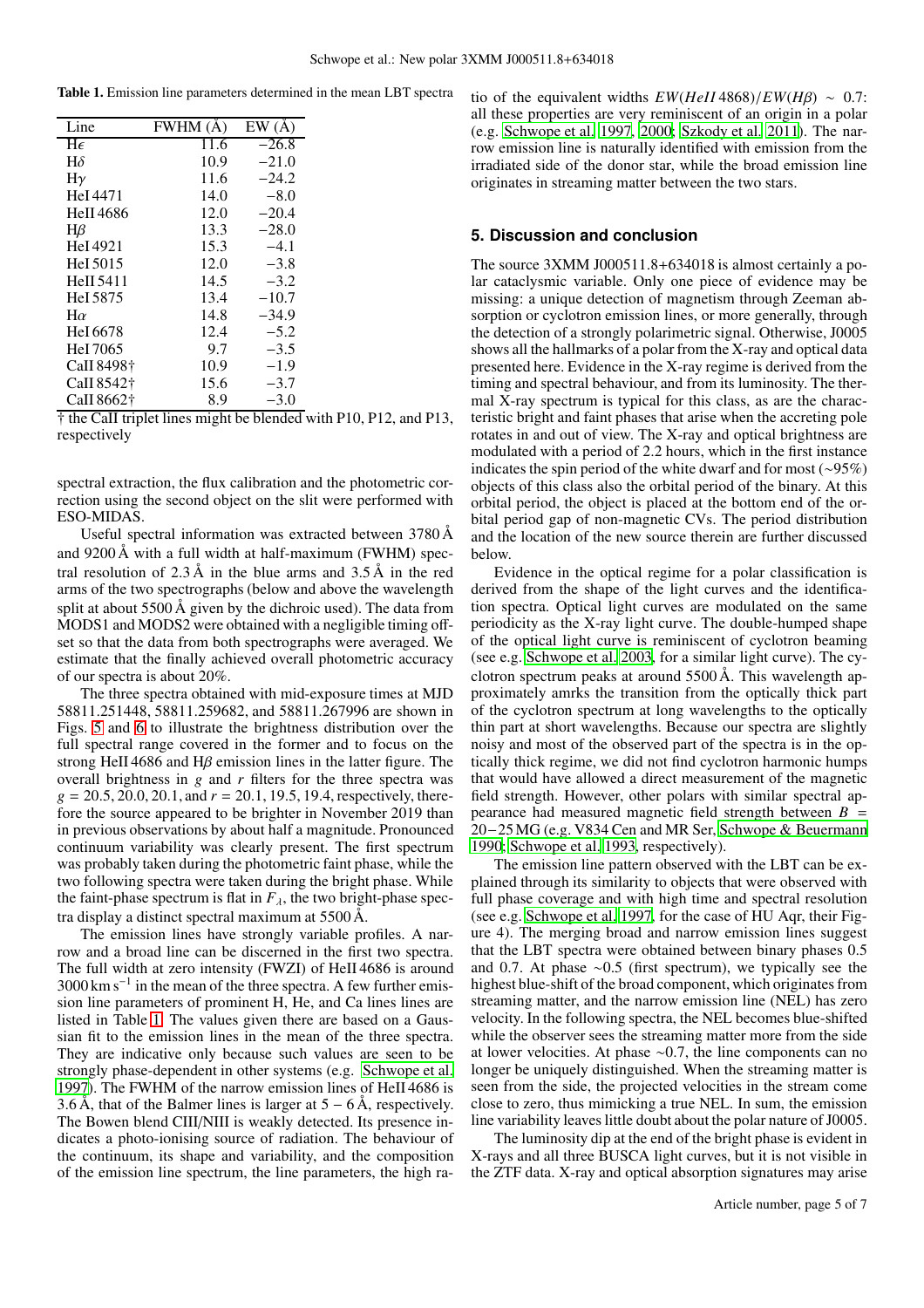**Table 1.** Emission line parameters determined in the mean LBT spectra

| Line | FWHM (Å) | EW (Å) |
|---|---|---|
| Hϵ | 11.6 | −26.8 |
| Hδ | 10.9 | −21.0 |
| Hγ | 11.6 | −24.2 |
| HeI 4471 | 14.0 | −8.0 |
| HeII 4686 | 12.0 | −20.4 |
| Hβ | 13.3 | −28.0 |
| HeI 4921 | 15.3 | −4.1 |
| HeI 5015 | 12.0 | −3.8 |
| HeII 5411 | 14.5 | −3.2 |
| HeI 5875 | 13.4 | −10.7 |
| Hα | 14.8 | −34.9 |
| HeI 6678 | 12.4 | −5.2 |
| HeI 7065 | 9.7 | −3.5 |
| CaII 8498† | 10.9 | −1.9 |
| CaII 8542† | 15.6 | −3.7 |
| CaII 8662† | 8.9 | −3.0 |

† the CaII triplet lines might be blended with P10, P12, and P13, respectively

spectral extraction, the flux calibration and the photometric correction using the second object on the slit were performed with ESO-MIDAS.

Useful spectral information was extracted between 3780 Å and 9200 Å with a full width at half-maximum (FWHM) spectral resolution of 2.3 Å in the blue arms and 3.5 Å in the red arms of the two spectrographs (below and above the wavelength split at about 5500 Å given by the dichroic used). The data from MODS1 and MODS2 were obtained with a negligible timing offset so that the data from both spectrographs were averaged. We estimate that the finally achieved overall photometric accuracy of our spectra is about 20%.

The three spectra obtained with mid-exposure times at MJD 58811.251448, 58811.259682, and 58811.267996 are shown in Figs. 5 and 6 to illustrate the brightness distribution over the full spectral range covered in the former and to focus on the strong HeII 4686 and Hβ emission lines in the latter figure. The overall brightness in $g$ and $r$ filters for the three spectra was $g = 20.5, 20.0, 20.1$, and $r = 20.1, 19.5, 19.4$, respectively, therefore the source appeared to be brighter in November 2019 than in previous observations by about half a magnitude. Pronounced continuum variability was clearly present. The first spectrum was probably taken during the photometric faint phase, while the two following spectra were taken during the bright phase. While the faint-phase spectrum is flat in $F_\lambda$, the two bright-phase spectra display a distinct spectral maximum at 5500 Å.

The emission lines have strongly variable profiles. A narrow and a broad line can be discerned in the first two spectra. The full width at zero intensity (FWZI) of HeII 4686 is around $3000\,\mathrm{km\,s^{-1}}$ in the mean of the three spectra. A few further emission line parameters of prominent H, He, and Ca lines lines are listed in Table 1. The values given there are based on a Gaussian fit to the emission lines in the mean of the three spectra. They are indicative only because such values are seen to be strongly phase-dependent in other systems (e.g. Schwope et al. 1997). The FWHM of the narrow emission lines of HeII 4686 is 3.6 Å, that of the Balmer lines is larger at $5-6$ Å, respectively. The Bowen blend CIII/NIII is weakly detected. Its presence indicates a photo-ionising source of radiation. The behaviour of the continuum, its shape and variability, and the composition of the emission line spectrum, the line parameters, the high ratio of the equivalent widths $EW(HeII\,4868)/EW(H\beta) \sim 0.7$: all these properties are very reminiscent of an origin in a polar (e.g. Schwope et al. 1997, 2000; Szkody et al. 2011). The narrow emission line is naturally identified with emission from the irradiated side of the donor star, while the broad emission line originates in streaming matter between the two stars.

## 5. Discussion and conclusion

The source 3XMM J000511.8+634018 is almost certainly a polar cataclysmic variable. Only one piece of evidence may be missing: a unique detection of magnetism through Zeeman absorption or cyclotron emission lines, or more generally, through the detection of a strongly polarimetric signal. Otherwise, J0005 shows all the hallmarks of a polar from the X-ray and optical data presented here. Evidence in the X-ray regime is derived from the timing and spectral behaviour, and from its luminosity. The thermal X-ray spectrum is typical for this class, as are the characteristic bright and faint phases that arise when the accreting pole rotates in and out of view. The X-ray and optical brightness are modulated with a period of 2.2 hours, which in the first instance indicates the spin period of the white dwarf and for most (∼95%) objects of this class also the orbital period of the binary. At this orbital period, the object is placed at the bottom end of the orbital period gap of non-magnetic CVs. The period distribution and the location of the new source therein are further discussed below.

Evidence in the optical regime for a polar classification is derived from the shape of the light curves and the identification spectra. Optical light curves are modulated on the same periodicity as the X-ray light curve. The double-humped shape of the optical light curve is reminiscent of cyclotron beaming (see e.g. Schwope et al. 2003, for a similar light curve). The cyclotron spectrum peaks at around 5500 Å. This wavelength approximately amrks the transition from the optically thick part of the cyclotron spectrum at long wavelengths to the optically thin part at short wavelengths. Because our spectra are slightly noisy and most of the observed part of the spectra is in the optically thick regime, we did not find cyclotron harmonic humps that would have allowed a direct measurement of the magnetic field strength. However, other polars with similar spectral appearance had measured magnetic field strength between $B = 20-25$ MG (e.g. V834 Cen and MR Ser, Schwope & Beuermann 1990; Schwope et al. 1993, respectively).

The emission line pattern observed with the LBT can be explained through its similarity to objects that were observed with full phase coverage and with high time and spectral resolution (see e.g. Schwope et al. 1997, for the case of HU Aqr, their Figure 4). The merging broad and narrow emission lines suggest that the LBT spectra were obtained between binary phases 0.5 and 0.7. At phase ∼0.5 (first spectrum), we typically see the highest blue-shift of the broad component, which originates from streaming matter, and the narrow emission line (NEL) has zero velocity. In the following spectra, the NEL becomes blue-shifted while the observer sees the streaming matter more from the side at lower velocities. At phase ∼0.7, the line components can no longer be uniquely distinguished. When the streaming matter is seen from the side, the projected velocities in the stream come close to zero, thus mimicking a true NEL. In sum, the emission line variability leaves little doubt about the polar nature of J0005.

The luminosity dip at the end of the bright phase is evident in X-rays and all three BUSCA light curves, but it is not visible in the ZTF data. X-ray and optical absorption signatures may arise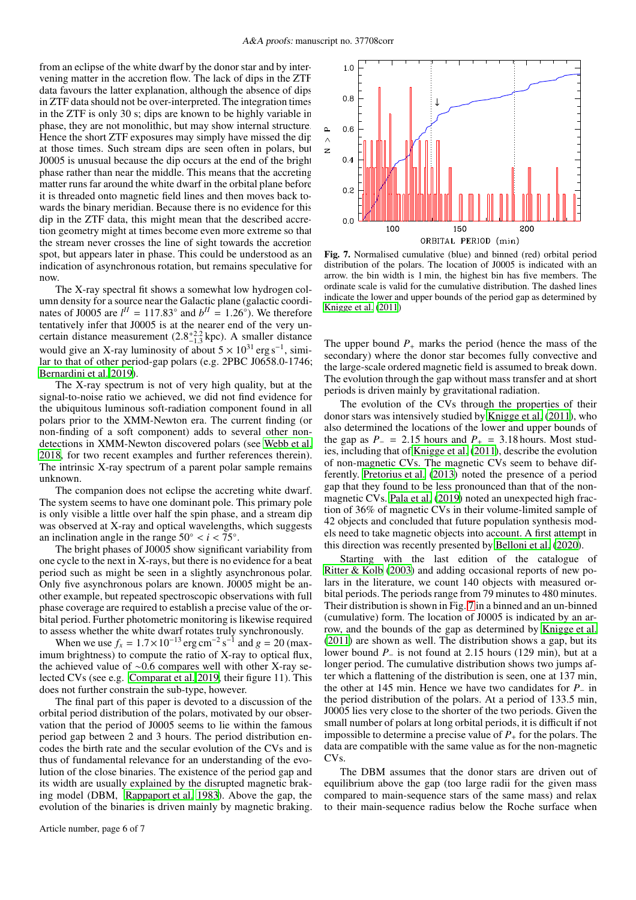from an eclipse of the white dwarf by the donor star and by intervening matter in the accretion flow. The lack of dips in the ZTF data favours the latter explanation, although the absence of dips in ZTF data should not be over-interpreted. The integration times in the ZTF is only 30 s; dips are known to be highly variable in phase, they are not monolithic, but may show internal structure. Hence the short ZTF exposures may simply have missed the dip at those times. Such stream dips are seen often in polars, but J0005 is unusual because the dip occurs at the end of the bright phase rather than near the middle. This means that the accreting matter runs far around the white dwarf in the orbital plane before it is threaded onto magnetic field lines and then moves back towards the binary meridian. Because there is no evidence for this dip in the ZTF data, this might mean that the described accretion geometry might at times become even more extreme so that the stream never crosses the line of sight towards the accretion spot, but appears later in phase. This could be understood as an indication of asynchronous rotation, but remains speculative for now.

The X-ray spectral fit shows a somewhat low hydrogen column density for a source near the Galactic plane (galactic coordinates of J0005 are $l^{II} = 117.83°$ and $b^{II} = 1.26°$). We therefore tentatively infer that J0005 is at the nearer end of the very uncertain distance measurement ($2.8^{+2.2}_{-1.3}$ kpc). A smaller distance would give an X-ray luminosity of about $5 \times 10^{31}$ erg s$^{-1}$, similar to that of other period-gap polars (e.g. 2PBC J0658.0-1746; Bernardini et al. 2019).

The X-ray spectrum is not of very high quality, but at the signal-to-noise ratio we achieved, we did not find evidence for the ubiquitous luminous soft-radiation component found in all polars prior to the XMM-Newton era. The current finding (or non-finding of a soft component) adds to several other non-detections in XMM-Newton discovered polars (see Webb et al. 2018, for two recent examples and further references therein). The intrinsic X-ray spectrum of a parent polar sample remains unknown.

The companion does not eclipse the accreting white dwarf. The system seems to have one dominant pole. This primary pole is only visible a little over half the spin phase, and a stream dip was observed at X-ray and optical wavelengths, which suggests an inclination angle in the range $50° < i < 75°$.

The bright phases of J0005 show significant variability from one cycle to the next in X-rays, but there is no evidence for a beat period such as might be seen in a slightly asynchronous polar. Only five asynchronous polars are known. J0005 might be another example, but repeated spectroscopic observations with full phase coverage are required to establish a precise value of the orbital period. Further photometric monitoring is likewise required to assess whether the white dwarf rotates truly synchronously.

When we use $f_x = 1.7 \times 10^{-13}$ erg cm$^{-2}$ s$^{-1}$ and $g = 20$ (maximum brightness) to compute the ratio of X-ray to optical flux, the achieved value of $\sim$0.6 compares well with other X-ray selected CVs (see e.g. Comparat et al. 2019, their figure 11). This does not further constrain the sub-type, however.

The final part of this paper is devoted to a discussion of the orbital period distribution of the polars, motivated by our observation that the period of J0005 seems to lie within the famous period gap between 2 and 3 hours. The period distribution encodes the birth rate and the secular evolution of the CVs and is thus of fundamental relevance for an understanding of the evolution of the close binaries. The existence of the period gap and its width are usually explained by the disrupted magnetic braking model (DBM, Rappaport et al. 1983). Above the gap, the evolution of the binaries is driven mainly by magnetic braking.

Fig. 7. Normalised cumulative (blue) and binned (red) orbital period distribution of the polars. The location of J0005 is indicated with an arrow. the bin width is 1 min, the highest bin has five members. The ordinate scale is valid for the cumulative distribution. The dashed lines indicate the lower and upper bounds of the period gap as determined by Knigge et al. (2011)

The upper bound $P_+$ marks the period (hence the mass of the secondary) where the donor star becomes fully convective and the large-scale ordered magnetic field is assumed to break down. The evolution through the gap without mass transfer and at short periods is driven mainly by gravitational radiation.

The evolution of the CVs through the properties of their donor stars was intensively studied by Knigge et al. (2011), who also determined the locations of the lower and upper bounds of the gap as $P_- = 2.15$ hours and $P_+ = 3.18$ hours. Most studies, including that of Knigge et al. (2011), describe the evolution of non-magnetic CVs. The magnetic CVs seem to behave differently. Pretorius et al. (2013) noted the presence of a period gap that they found to be less pronounced than that of the non-magnetic CVs. Pala et al. (2019) noted an unexpected high fraction of 36% of magnetic CVs in their volume-limited sample of 42 objects and concluded that future population synthesis models need to take magnetic objects into account. A first attempt in this direction was recently presented by Belloni et al. (2020).

Starting with the last edition of the catalogue of Ritter & Kolb (2003) and adding occasional reports of new polars in the literature, we count 140 objects with measured orbital periods. The periods range from 79 minutes to 480 minutes. Their distribution is shown in Fig. 7 in a binned and an un-binned (cumulative) form. The location of J0005 is indicated by an arrow, and the bounds of the gap as determined by Knigge et al. (2011) are shown as well. The distribution shows a gap, but its lower bound $P_-$ is not found at 2.15 hours (129 min), but at a longer period. The cumulative distribution shows two jumps after which a flattening of the distribution is seen, one at 137 min, the other at 145 min. Hence we have two candidates for $P_-$ in the period distribution of the polars. At a period of 133.5 min, J0005 lies very close to the shorter of the two periods. Given the small number of polars at long orbital periods, it is difficult if not impossible to determine a precise value of $P_+$ for the polars. The data are compatible with the same value as for the non-magnetic CVs.

The DBM assumes that the donor stars are driven out of equilibrium above the gap (too large radii for the given mass compared to main-sequence stars of the same mass) and relax to their main-sequence radius below the Roche surface when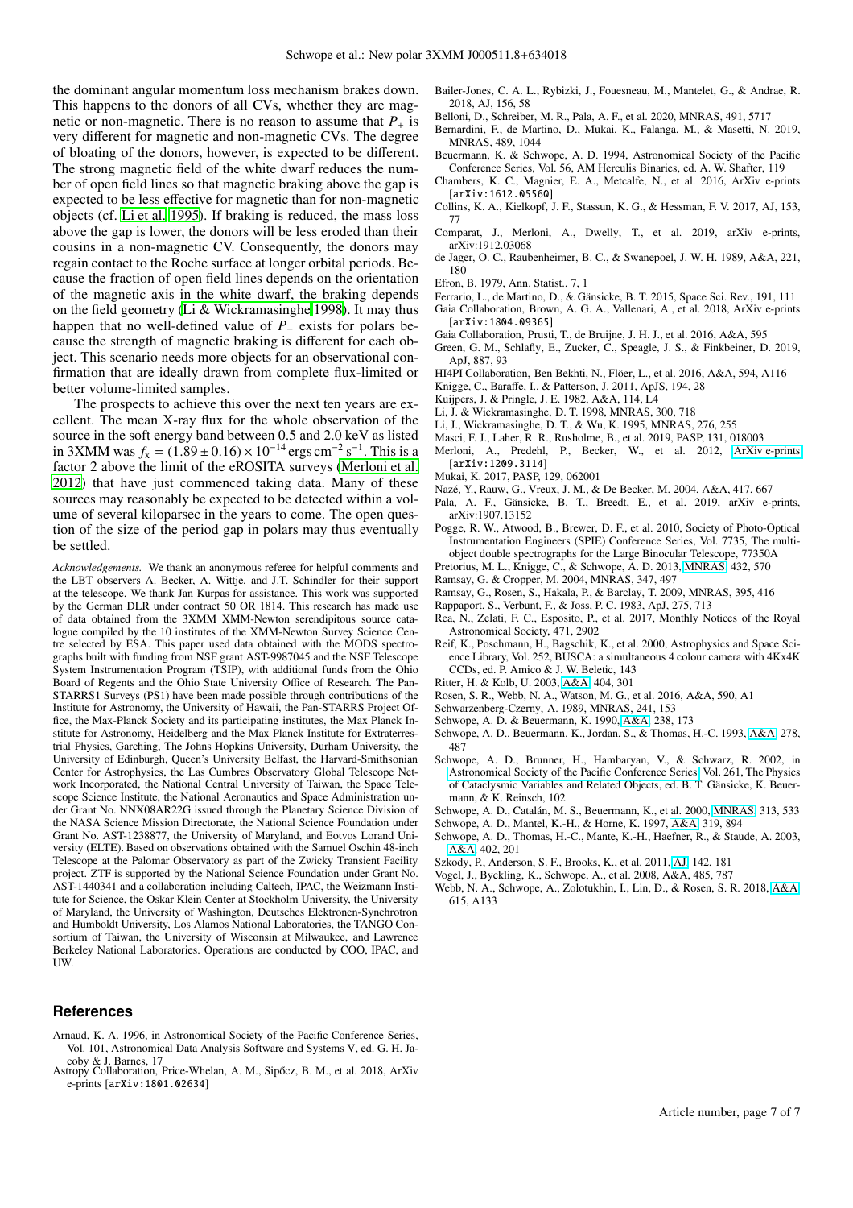the dominant angular momentum loss mechanism brakes down. This happens to the donors of all CVs, whether they are magnetic or non-magnetic. There is no reason to assume that $P_+$ is very different for magnetic and non-magnetic CVs. The degree of bloating of the donors, however, is expected to be different. The strong magnetic field of the white dwarf reduces the number of open field lines so that magnetic braking above the gap is expected to be less effective for magnetic than for non-magnetic objects (cf. Li et al. 1995). If braking is reduced, the mass loss above the gap is lower, the donors will be less eroded than their cousins in a non-magnetic CV. Consequently, the donors may regain contact to the Roche surface at longer orbital periods. Because the fraction of open field lines depends on the orientation of the magnetic axis in the white dwarf, the braking depends on the field geometry (Li & Wickramasinghe 1998). It may thus happen that no well-defined value of $P_-$ exists for polars because the strength of magnetic braking is different for each object. This scenario needs more objects for an observational confirmation that are ideally drawn from complete flux-limited or better volume-limited samples.

The prospects to achieve this over the next ten years are excellent. The mean X-ray flux for the whole observation of the source in the soft energy band between 0.5 and 2.0 keV as listed in 3XMM was $f_x = (1.89 \pm 0.16) \times 10^{-14}\,\mathrm{erg\,cm^{-2}\,s^{-1}}$. This is a factor 2 above the limit of the eROSITA surveys (Merloni et al. 2012) that have just commenced taking data. Many of these sources may reasonably be expected to be detected within a volume of several kiloparsec in the years to come. The open question of the size of the period gap in polars may thus eventually be settled.

*Acknowledgements.* We thank an anonymous referee for helpful comments and the LBT observers A. Becker, A. Wittje, and J.T. Schindler for their support at the telescope. We thank Jan Kurpas for assistance. This work was supported by the German DLR under contract 50 OR 1814. This research has made use of data obtained from the 3XMM XMM-Newton serendipitous source catalogue compiled by the 10 institutes of the XMM-Newton Survey Science Centre selected by ESA. This paper used data obtained with the MODS spectrographs built with funding from NSF grant AST-9987045 and the NSF Telescope System Instrumentation Program (TSIP), with additional funds from the Ohio Board of Regents and the Ohio State University Office of Research. The Pan-STARRS1 Surveys (PS1) have been made possible through contributions of the Institute for Astronomy, the University of Hawaii, the Pan-STARRS Project Office, the Max-Planck Society and its participating institutes, the Max Planck Institute for Astronomy, Heidelberg and the Max Planck Institute for Extraterrestrial Physics, Garching, The Johns Hopkins University, Durham University, the University of Edinburgh, Queen's University Belfast, the Harvard-Smithsonian Center for Astrophysics, the Las Cumbres Observatory Global Telescope Network Incorporated, the National Central University of Taiwan, the Space Telescope Science Institute, the National Aeronautics and Space Administration under Grant No. NNX08AR22G issued through the Planetary Science Division of the NASA Science Mission Directorate, the National Science Foundation under Grant No. AST-1238877, the University of Maryland, and Eotvos Lorand University (ELTE). Based on observations obtained with the Samuel Oschin 48-inch Telescope at the Palomar Observatory as part of the Zwicky Transient Facility project. ZTF is supported by the National Science Foundation under Grant No. AST-1440341 and a collaboration including Caltech, IPAC, the Weizmann Institute for Science, the Oskar Klein Center at Stockholm University, the University of Maryland, the University of Washington, Deutsches Elektronen-Synchrotron and Humboldt University, Los Alamos National Laboratories, the TANGO Consortium of Taiwan, the University of Wisconsin at Milwaukee, and Lawrence Berkeley National Laboratories. Operations are conducted by COO, IPAC, and UW.

## References

Arnaud, K. A. 1996, in Astronomical Society of the Pacific Conference Series, Vol. 101, Astronomical Data Analysis Software and Systems V, ed. G. H. Jacoby & J. Barnes, 17

Astropy Collaboration, Price-Whelan, A. M., Sipőcz, B. M., et al. 2018, ArXiv e-prints [arXiv:1801.02634]

Bailer-Jones, C. A. L., Rybizki, J., Fouesneau, M., Mantelet, G., & Andrae, R. 2018, AJ, 156, 58

Belloni, D., Schreiber, M. R., Pala, A. F., et al. 2020, MNRAS, 491, 5717

Bernardini, F., de Martino, D., Mukai, K., Falanga, M., & Masetti, N. 2019, MNRAS, 489, 1044

Beuermann, K. & Schwope, A. D. 1994, Astronomical Society of the Pacific Conference Series, Vol. 56, AM Herculis Binaries, ed. A. W. Shafter, 119

Chambers, K. C., Magnier, E. A., Metcalfe, N., et al. 2016, ArXiv e-prints [arXiv:1612.05560]

Collins, K. A., Kielkopf, J. F., Stassun, K. G., & Hessman, F. V. 2017, AJ, 153, 77

Comparat, J., Merloni, A., Dwelly, T., et al. 2019, arXiv e-prints, arXiv:1912.03068

de Jager, O. C., Raubenheimer, B. C., & Swanepoel, J. W. H. 1989, A&A, 221, 180

Efron, B. 1979, Ann. Statist., 7, 1

Ferrario, L., de Martino, D., & Gänsicke, B. T. 2015, Space Sci. Rev., 191, 111

Gaia Collaboration, Brown, A. G. A., Vallenari, A., et al. 2018, ArXiv e-prints [arXiv:1804.09365]

Gaia Collaboration, Prusti, T., de Bruijne, J. H. J., et al. 2016, A&A, 595

Green, G. M., Schlafly, E., Zucker, C., Speagle, J. S., & Finkbeiner, D. 2019, ApJ, 887, 93

HI4PI Collaboration, Ben Bekhti, N., Flöer, L., et al. 2016, A&A, 594, A116

Knigge, C., Baraffe, I., & Patterson, J. 2011, ApJS, 194, 28

Kuijpers, J. & Pringle, J. E. 1982, A&A, 114, L4

Li, J. & Wickramasinghe, D. T. 1998, MNRAS, 300, 718

Li, J., Wickramasinghe, D. T., & Wu, K. 1995, MNRAS, 276, 255

Masci, F. J., Laher, R. R., Rusholme, B., et al. 2019, PASP, 131, 018003

Merloni, A., Predehl, P., Becker, W., et al. 2012, ArXiv e-prints [arXiv:1209.3114]

Mukai, K. 2017, PASP, 129, 062001

Nazé, Y., Rauw, G., Vreux, J. M., & De Becker, M. 2004, A&A, 417, 667

Pala, A. F., Gänsicke, B. T., Breedt, E., et al. 2019, arXiv e-prints, arXiv:1907.13152

Pogge, R. W., Atwood, B., Brewer, D. F., et al. 2010, Society of Photo-Optical Instrumentation Engineers (SPIE) Conference Series, Vol. 7735, The multi-object double spectrographs for the Large Binocular Telescope, 77350A

Pretorius, M. L., Knigge, C., & Schwope, A. D. 2013, MNRAS, 432, 570

Ramsay, G. & Cropper, M. 2004, MNRAS, 347, 497

Ramsay, G., Rosen, S., Hakala, P., & Barclay, T. 2009, MNRAS, 395, 416

Rappaport, S., Verbunt, F., & Joss, P. C. 1983, ApJ, 275, 713

Rea, N., Zelati, F. C., Esposito, P., et al. 2017, Monthly Notices of the Royal Astronomical Society, 471, 2902

Reif, K., Poschmann, H., Bagschik, K., et al. 2000, Astrophysics and Space Science Library, Vol. 252, BUSCA: a simultaneous 4 colour camera with 4Kx4K CCDs, ed. P. Amico & J. W. Beletic, 143

Ritter, H. & Kolb, U. 2003, A&A, 404, 301

Rosen, S. R., Webb, N. A., Watson, M. G., et al. 2016, A&A, 590, A1

Schwarzenberg-Czerny, A. 1989, MNRAS, 241, 153

Schwope, A. D. & Beuermann, K. 1990, A&A, 238, 173

Schwope, A. D., Beuermann, K., Jordan, S., & Thomas, H.-C. 1993, A&A, 278, 487

Schwope, A. D., Brunner, H., Hambaryan, V., & Schwarz, R. 2002, in Astronomical Society of the Pacific Conference Series, Vol. 261, The Physics of Cataclysmic Variables and Related Objects, ed. B. T. Gänsicke, K. Beuermann, & K. Reinsch, 102

Schwope, A. D., Catalán, M. S., Beuermann, K., et al. 2000, MNRAS, 313, 533

Schwope, A. D., Mantel, K.-H., & Horne, K. 1997, A&A, 319, 894

Schwope, A. D., Thomas, H.-C., Mante, K.-H., Haefner, R., & Staude, A. 2003, A&A, 402, 201

Szkody, P., Anderson, S. F., Brooks, K., et al. 2011, AJ, 142, 181

Vogel, J., Byckling, K., Schwope, A., et al. 2008, A&A, 485, 787

Webb, N. A., Schwope, A., Zolotukhin, I., Lin, D., & Rosen, S. R. 2018, A&A, 615, A133